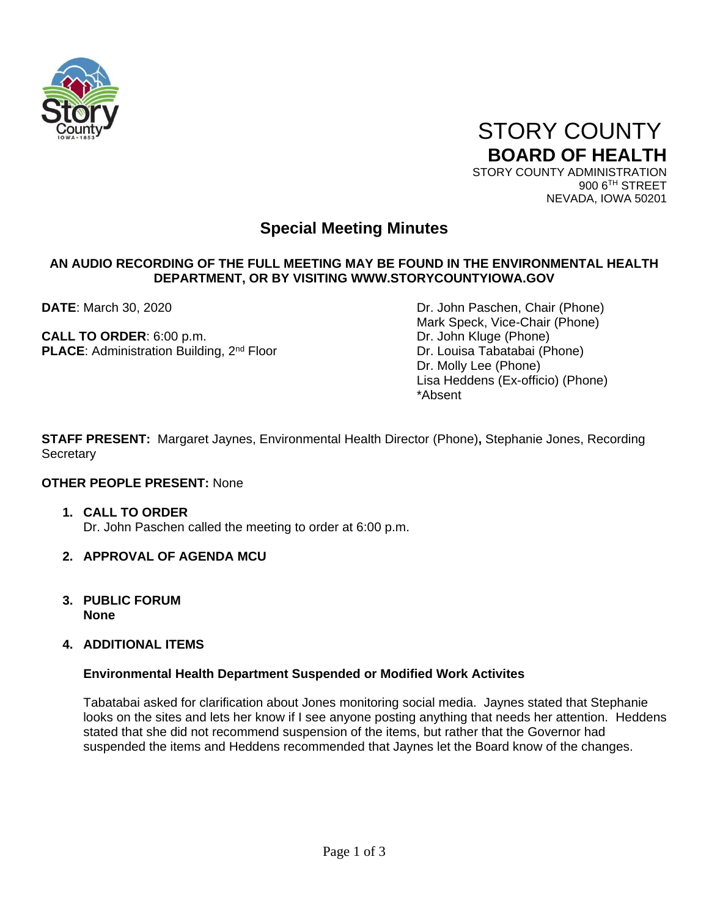# STORY COUNTY
## BOARD OF HEALTH

STORY COUNTY ADMINISTRATION
900 6TH STREET
NEVADA, IOWA 50201

## Special Meeting Minutes

**AN AUDIO RECORDING OF THE FULL MEETING MAY BE FOUND IN THE ENVIRONMENTAL HEALTH DEPARTMENT, OR BY VISITING WWW.STORYCOUNTYIOWA.GOV**

**DATE**: March 30, 2020

**CALL TO ORDER**: 6:00 p.m.
**PLACE**: Administration Building, 2nd Floor

Dr. John Paschen, Chair (Phone)
Mark Speck, Vice-Chair (Phone)
Dr. John Kluge (Phone)
Dr. Louisa Tabatabai (Phone)
Dr. Molly Lee (Phone)
Lisa Heddens (Ex-officio) (Phone)
*Absent

**STAFF PRESENT:** Margaret Jaynes, Environmental Health Director (Phone)**,** Stephanie Jones, Recording Secretary

**OTHER PEOPLE PRESENT:** None

1. **CALL TO ORDER**
   Dr. John Paschen called the meeting to order at 6:00 p.m.

2. **APPROVAL OF AGENDA MCU**

3. **PUBLIC FORUM**
   **None**

4. **ADDITIONAL ITEMS**

   **Environmental Health Department Suspended or Modified Work Activites**

   Tabatabai asked for clarification about Jones monitoring social media. Jaynes stated that Stephanie looks on the sites and lets her know if I see anyone posting anything that needs her attention. Heddens stated that she did not recommend suspension of the items, but rather that the Governor had suspended the items and Heddens recommended that Jaynes let the Board know of the changes.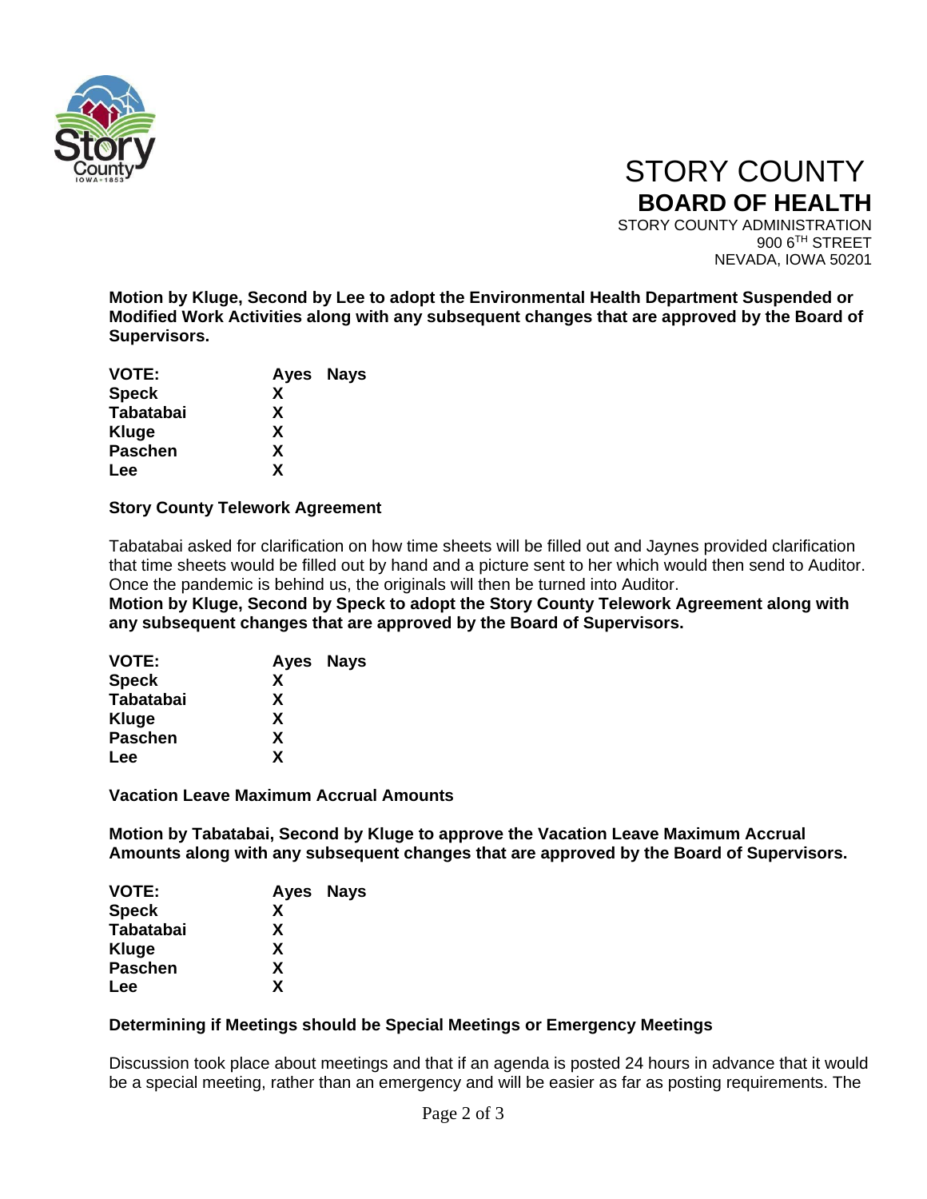**Motion by Kluge, Second by Lee to adopt the Environmental Health Department Suspended or Modified Work Activities along with any subsequent changes that are approved by the Board of Supervisors.**

| VOTE: | Ayes | Nays |
|---|---|---|
| Speck | X | |
| Tabatabai | X | |
| Kluge | X | |
| Paschen | X | |
| Lee | X | |

**Story County Telework Agreement**

Tabatabai asked for clarification on how time sheets will be filled out and Jaynes provided clarification that time sheets would be filled out by hand and a picture sent to her which would then send to Auditor. Once the pandemic is behind us, the originals will then be turned into Auditor.

**Motion by Kluge, Second by Speck to adopt the Story County Telework Agreement along with any subsequent changes that are approved by the Board of Supervisors.**

| VOTE: | Ayes | Nays |
|---|---|---|
| Speck | X | |
| Tabatabai | X | |
| Kluge | X | |
| Paschen | X | |
| Lee | X | |

**Vacation Leave Maximum Accrual Amounts**

**Motion by Tabatabai, Second by Kluge to approve the Vacation Leave Maximum Accrual Amounts along with any subsequent changes that are approved by the Board of Supervisors.**

| VOTE: | Ayes | Nays |
|---|---|---|
| Speck | X | |
| Tabatabai | X | |
| Kluge | X | |
| Paschen | X | |
| Lee | X | |

**Determining if Meetings should be Special Meetings or Emergency Meetings**

Discussion took place about meetings and that if an agenda is posted 24 hours in advance that it would be a special meeting, rather than an emergency and will be easier as far as posting requirements. The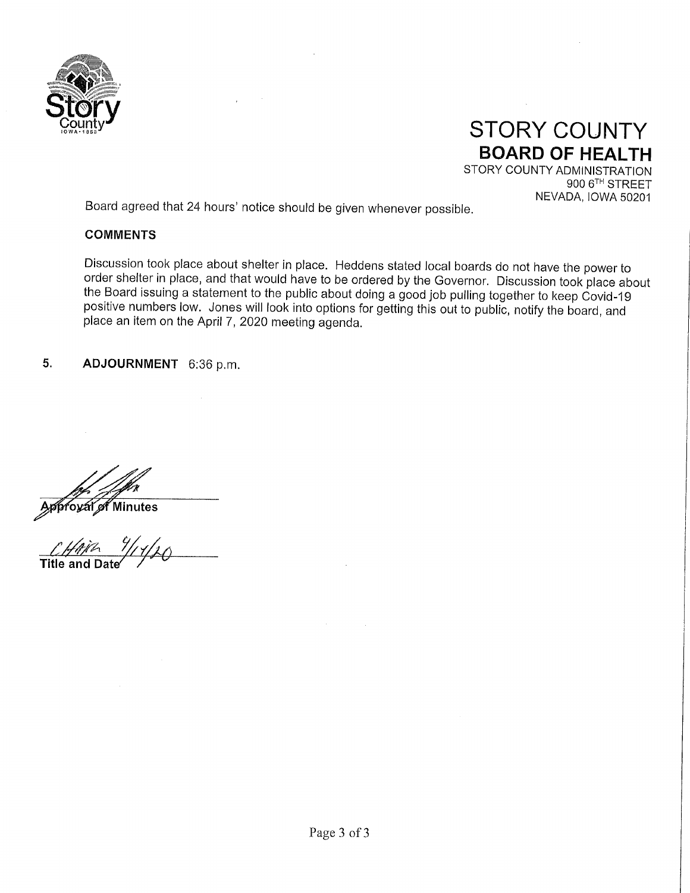# STORY COUNTY
## BOARD OF HEALTH
STORY COUNTY ADMINISTRATION
900 6TH STREET
NEVADA, IOWA 50201

Board agreed that 24 hours' notice should be given whenever possible.

**COMMENTS**

Discussion took place about shelter in place. Heddens stated local boards do not have the power to order shelter in place, and that would have to be ordered by the Governor. Discussion took place about the Board issuing a statement to the public about doing a good job pulling together to keep Covid-19 positive numbers low. Jones will look into options for getting this out to public, notify the board, and place an item on the April 7, 2020 meeting agenda.

5. **ADJOURNMENT** 6:36 p.m.

**Approval of Minutes**

CHAIR 4/7/20
**Title and Date**